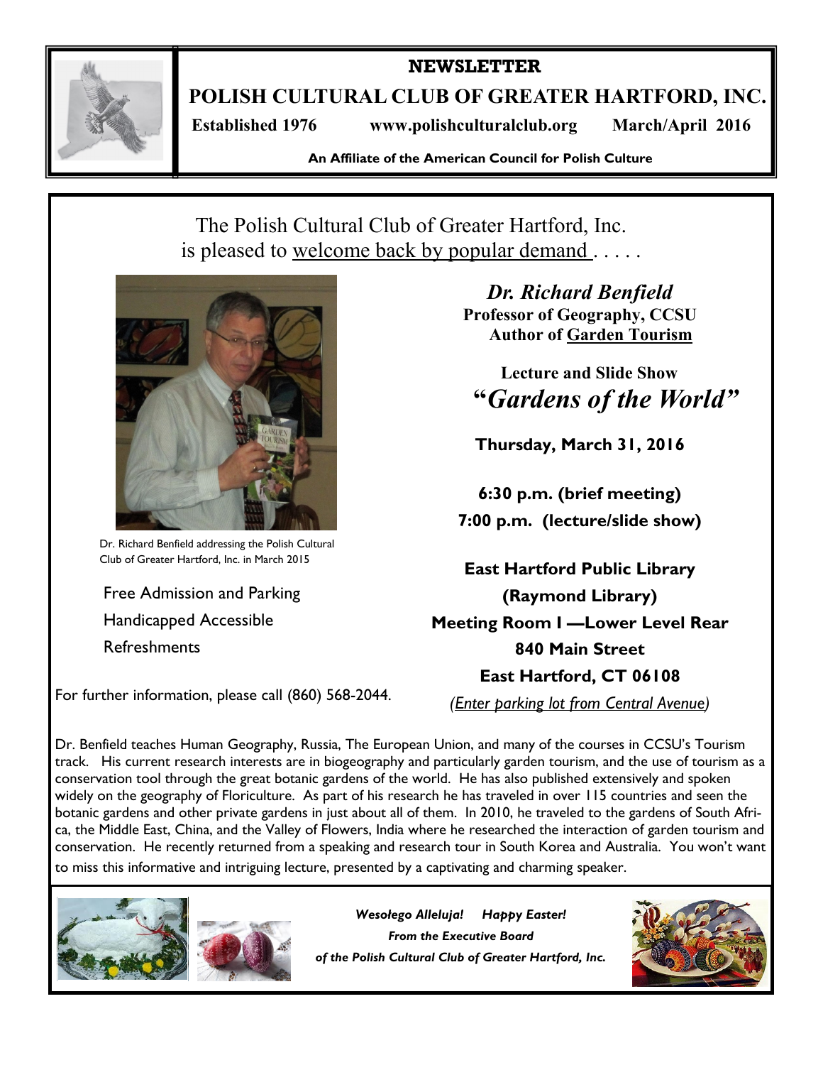# NEWSLETTER

## POLISH CULTURAL CLUB OF GREATER HARTFORD, INC.

**Established 1976** **www.polishculturalclub.org** **March/April 2016**

**An Affiliate of the American Council for Polish Culture**

The Polish Cultural Club of Greater Hartford, Inc. is pleased to welcome back by popular demand . . . . .

Dr. Richard Benfield addressing the Polish Cultural Club of Greater Hartford, Inc. in March 2015

***Dr. Richard Benfield***

**Professor of Geography, CCSU**

**Author of Garden Tourism**

**Lecture and Slide Show**

## "*Gardens of the World*"

**Thursday, March 31, 2016**

**6:30 p.m. (brief meeting)**

**7:00 p.m. (lecture/slide show)**

**East Hartford Public Library**
**(Raymond Library)**
**Meeting Room I —Lower Level Rear**
**840 Main Street**
**East Hartford, CT 06108**

*(Enter parking lot from Central Avenue)*

Free Admission and Parking
Handicapped Accessible
Refreshments

For further information, please call (860) 568-2044.

Dr. Benfield teaches Human Geography, Russia, The European Union, and many of the courses in CCSU's Tourism track. His current research interests are in biogeography and particularly garden tourism, and the use of tourism as a conservation tool through the great botanic gardens of the world. He has also published extensively and spoken widely on the geography of Floriculture. As part of his research he has traveled in over 115 countries and seen the botanic gardens and other private gardens in just about all of them. In 2010, he traveled to the gardens of South Africa, the Middle East, China, and the Valley of Flowers, India where he researched the interaction of garden tourism and conservation. He recently returned from a speaking and research tour in South Korea and Australia. You won't want to miss this informative and intriguing lecture, presented by a captivating and charming speaker.

***Wesołego Alleluja! Happy Easter!***
***From the Executive Board***
***of the Polish Cultural Club of Greater Hartford, Inc.***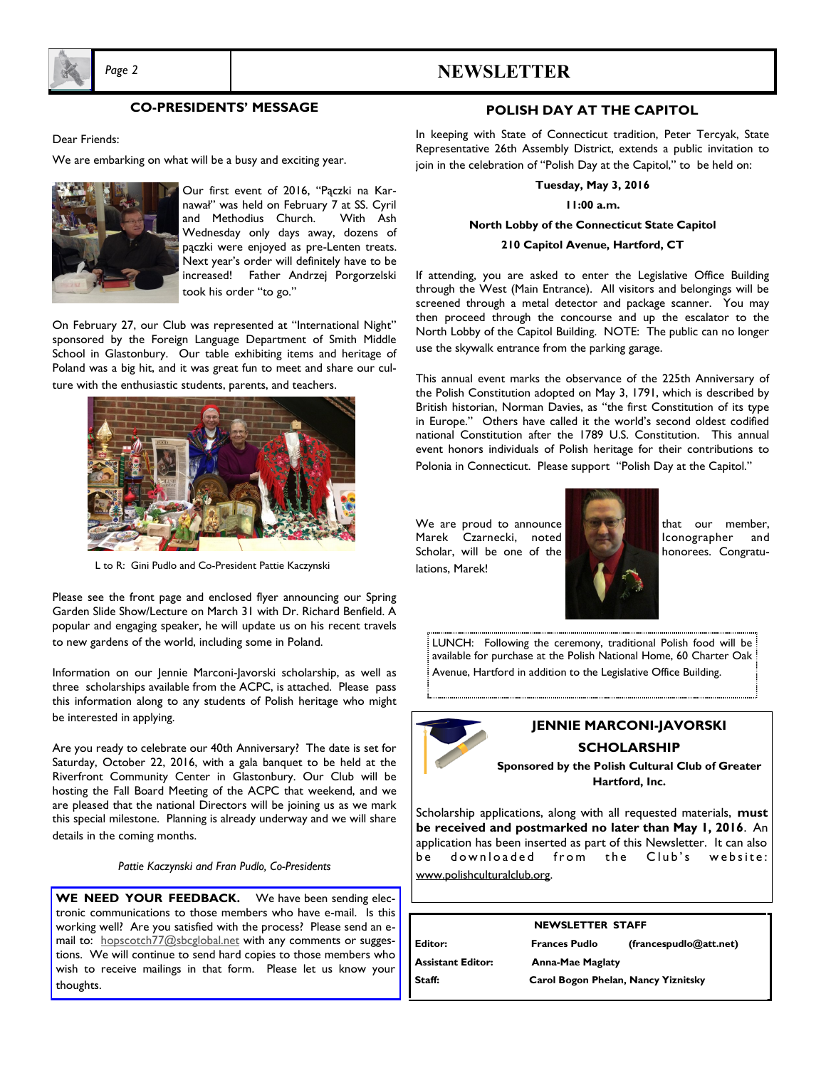## CO-PRESIDENTS' MESSAGE

Dear Friends:

We are embarking on what will be a busy and exciting year.

Our first event of 2016, "Pączki na Karnawał" was held on February 7 at SS. Cyril and Methodius Church. With Ash Wednesday only days away, dozens of pączki were enjoyed as pre-Lenten treats. Next year's order will definitely have to be increased! Father Andrzej Porgorzelski took his order "to go."

On February 27, our Club was represented at "International Night" sponsored by the Foreign Language Department of Smith Middle School in Glastonbury. Our table exhibiting items and heritage of Poland was a big hit, and it was great fun to meet and share our culture with the enthusiastic students, parents, and teachers.

L to R: Gini Pudlo and Co-President Pattie Kaczynski

Please see the front page and enclosed flyer announcing our Spring Garden Slide Show/Lecture on March 31 with Dr. Richard Benfield. A popular and engaging speaker, he will update us on his recent travels to new gardens of the world, including some in Poland.

Information on our Jennie Marconi-Javorski scholarship, as well as three scholarships available from the ACPC, is attached. Please pass this information along to any students of Polish heritage who might be interested in applying.

Are you ready to celebrate our 40th Anniversary? The date is set for Saturday, October 22, 2016, with a gala banquet to be held at the Riverfront Community Center in Glastonbury. Our Club will be hosting the Fall Board Meeting of the ACPC that weekend, and we are pleased that the national Directors will be joining us as we mark this special milestone. Planning is already underway and we will share details in the coming months.

*Pattie Kaczynski and Fran Pudlo, Co-Presidents*

**WE NEED YOUR FEEDBACK.** We have been sending electronic communications to those members who have e-mail. Is this working well? Are you satisfied with the process? Please send an e-mail to: hopscotch77@sbcglobal.net with any comments or suggestions. We will continue to send hard copies to those members who wish to receive mailings in that form. Please let us know your thoughts.

## POLISH DAY AT THE CAPITOL

In keeping with State of Connecticut tradition, Peter Tercyak, State Representative 26th Assembly District, extends a public invitation to join in the celebration of "Polish Day at the Capitol," to be held on:

**Tuesday, May 3, 2016**

**11:00 a.m.**

**North Lobby of the Connecticut State Capitol**

**210 Capitol Avenue, Hartford, CT**

If attending, you are asked to enter the Legislative Office Building through the West (Main Entrance). All visitors and belongings will be screened through a metal detector and package scanner. You may then proceed through the concourse and up the escalator to the North Lobby of the Capitol Building. NOTE: The public can no longer use the skywalk entrance from the parking garage.

This annual event marks the observance of the 225th Anniversary of the Polish Constitution adopted on May 3, 1791, which is described by British historian, Norman Davies, as "the first Constitution of its type in Europe." Others have called it the world's second oldest codified national Constitution after the 1789 U.S. Constitution. This annual event honors individuals of Polish heritage for their contributions to Polonia in Connecticut. Please support "Polish Day at the Capitol."

We are proud to announce that our member, Marek Czarnecki, noted Iconographer and Scholar, will be one of the honorees. Congratulations, Marek!

LUNCH: Following the ceremony, traditional Polish food will be available for purchase at the Polish National Home, 60 Charter Oak Avenue, Hartford in addition to the Legislative Office Building.

## JENNIE MARCONI-JAVORSKI SCHOLARSHIP

**Sponsored by the Polish Cultural Club of Greater Hartford, Inc.**

Scholarship applications, along with all requested materials, **must be received and postmarked no later than May 1, 2016**. An application has been inserted as part of this Newsletter. It can also be downloaded from the Club's website: www.polishculturalclub.org.

**NEWSLETTER STAFF**

| | | |
|---|---|---|
| **Editor:** | **Frances Pudlo** | **(francespudlo@att.net)** |
| **Assistant Editor:** | **Anna-Mae Maglaty** | |
| **Staff:** | **Carol Bogon Phelan, Nancy Yiznitsky** | |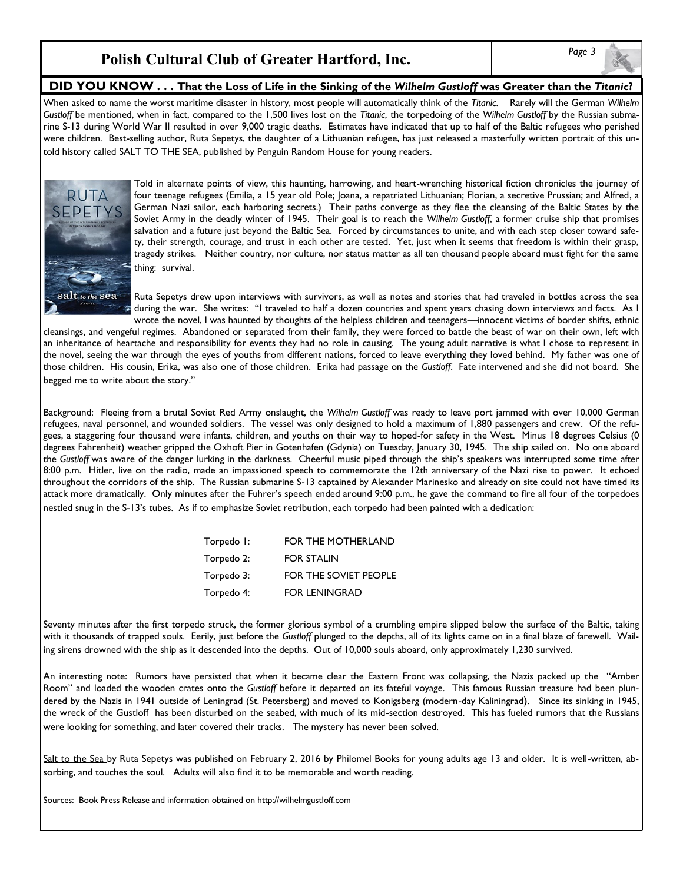## DID YOU KNOW . . . That the Loss of Life in the Sinking of the *Wilhelm Gustloff* was Greater than the *Titanic*?

When asked to name the worst maritime disaster in history, most people will automatically think of the *Titanic*. Rarely will the German *Wilhelm Gustloff* be mentioned, when in fact, compared to the 1,500 lives lost on the *Titanic*, the torpedoing of the *Wilhelm Gustloff* by the Russian submarine S-13 during World War II resulted in over 9,000 tragic deaths. Estimates have indicated that up to half of the Baltic refugees who perished were children. Best-selling author, Ruta Sepetys, the daughter of a Lithuanian refugee, has just released a masterfully written portrait of this untold history called SALT TO THE SEA, published by Penguin Random House for young readers.

Told in alternate points of view, this haunting, harrowing, and heart-wrenching historical fiction chronicles the journey of four teenage refugees (Emilia, a 15 year old Pole; Joana, a repatriated Lithuanian; Florian, a secretive Prussian; and Alfred, a German Nazi sailor, each harboring secrets.) Their paths converge as they flee the cleansing of the Baltic States by the Soviet Army in the deadly winter of 1945. Their goal is to reach the *Wilhelm Gustloff*, a former cruise ship that promises salvation and a future just beyond the Baltic Sea. Forced by circumstances to unite, and with each step closer toward safety, their strength, courage, and trust in each other are tested. Yet, just when it seems that freedom is within their grasp, tragedy strikes. Neither country, nor culture, nor status matter as all ten thousand people aboard must fight for the same thing: survival.

Ruta Sepetys drew upon interviews with survivors, as well as notes and stories that had traveled in bottles across the sea during the war. She writes: "I traveled to half a dozen countries and spent years chasing down interviews and facts. As I wrote the novel, I was haunted by thoughts of the helpless children and teenagers—innocent victims of border shifts, ethnic cleansings, and vengeful regimes. Abandoned or separated from their family, they were forced to battle the beast of war on their own, left with an inheritance of heartache and responsibility for events they had no role in causing. The young adult narrative is what I chose to represent in the novel, seeing the war through the eyes of youths from different nations, forced to leave everything they loved behind. My father was one of those children. His cousin, Erika, was also one of those children. Erika had passage on the *Gustloff*. Fate intervened and she did not board. She begged me to write about the story."

Background: Fleeing from a brutal Soviet Red Army onslaught, the *Wilhelm Gustloff* was ready to leave port jammed with over 10,000 German refugees, naval personnel, and wounded soldiers. The vessel was only designed to hold a maximum of 1,880 passengers and crew. Of the refugees, a staggering four thousand were infants, children, and youths on their way to hoped-for safety in the West. Minus 18 degrees Celsius (0 degrees Fahrenheit) weather gripped the Oxhoft Pier in Gotenhafen (Gdynia) on Tuesday, January 30, 1945. The ship sailed on. No one aboard the *Gustloff* was aware of the danger lurking in the darkness. Cheerful music piped through the ship's speakers was interrupted some time after 8:00 p.m. Hitler, live on the radio, made an impassioned speech to commemorate the 12th anniversary of the Nazi rise to power. It echoed throughout the corridors of the ship. The Russian submarine S-13 captained by Alexander Marinesko and already on site could not have timed its attack more dramatically. Only minutes after the Fuhrer's speech ended around 9:00 p.m., he gave the command to fire all four of the torpedoes nestled snug in the S-13's tubes. As if to emphasize Soviet retribution, each torpedo had been painted with a dedication:

| | |
|---|---|
| Torpedo 1: | FOR THE MOTHERLAND |
| Torpedo 2: | FOR STALIN |
| Torpedo 3: | FOR THE SOVIET PEOPLE |
| Torpedo 4: | FOR LENINGRAD |

Seventy minutes after the first torpedo struck, the former glorious symbol of a crumbling empire slipped below the surface of the Baltic, taking with it thousands of trapped souls. Eerily, just before the *Gustloff* plunged to the depths, all of its lights came on in a final blaze of farewell. Wailing sirens drowned with the ship as it descended into the depths. Out of 10,000 souls aboard, only approximately 1,230 survived.

An interesting note: Rumors have persisted that when it became clear the Eastern Front was collapsing, the Nazis packed up the "Amber Room" and loaded the wooden crates onto the *Gustloff* before it departed on its fateful voyage. This famous Russian treasure had been plundered by the Nazis in 1941 outside of Leningrad (St. Petersberg) and moved to Konigsberg (modern-day Kaliningrad). Since its sinking in 1945, the wreck of the Gustloff has been disturbed on the seabed, with much of its mid-section destroyed. This has fueled rumors that the Russians were looking for something, and later covered their tracks. The mystery has never been solved.

Salt to the Sea by Ruta Sepetys was published on February 2, 2016 by Philomel Books for young adults age 13 and older. It is well-written, absorbing, and touches the soul. Adults will also find it to be memorable and worth reading.

Sources: Book Press Release and information obtained on http://wilhelmgustloff.com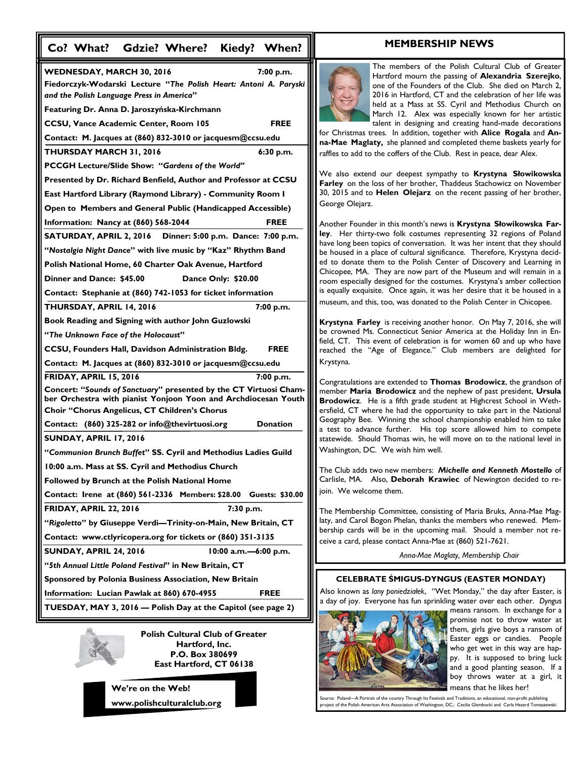## Co? What? Gdzie? Where? Kiedy? When?

**WEDNESDAY, MARCH 30, 2016** — **7:00 p.m.**

**Fiedorczyk-Wodarski Lecture "*The Polish Heart: Antoni A. Paryski and the Polish Language Press in America*"**

**Featuring Dr. Anna D. Jaroszyńska-Kirchmann**

**CCSU, Vance Academic Center, Room 105** — **FREE**

**Contact: M. Jacques at (860) 832-3010 or jacquesm@ccsu.edu**

**THURSDAY MARCH 31, 2016** — **6:30 p.m.**

**PCCGH Lecture/Slide Show: "*Gardens of the World*"**

**Presented by Dr. Richard Benfield, Author and Professor at CCSU**

**East Hartford Library (Raymond Library) - Community Room I**

**Open to Members and General Public (Handicapped Accessible)**

**Information: Nancy at (860) 568-2044** — **FREE**

**SATURDAY, APRIL 2, 2016** — **Dinner: 5:00 p.m. Dance: 7:00 p.m.**

**"*Nostalgia Night Dance*" with live music by "Kaz" Rhythm Band**

**Polish National Home, 60 Charter Oak Avenue, Hartford**

**Dinner and Dance: $45.00** — **Dance Only: $20.00**

**Contact: Stephanie at (860) 742-1053 for ticket information**

**THURSDAY, APRIL 14, 2016** — **7:00 p.m.**

**Book Reading and Signing with author John Guzlowski**

**"*The Unknown Face of the Holocaust*"**

**CCSU, Founders Hall, Davidson Administration Bldg.** — **FREE**

**Contact: M. Jacques at (860) 832-3010 or jacquesm@ccsu.edu**

**FRIDAY, APRIL 15, 2016** — **7:00 p.m.**

**Concert: "*Sounds of Sanctuary*" presented by the CT Virtuosi Chamber Orchestra with pianist Yonjoon Yoon and Archdiocesan Youth Choir "Chorus Angelicus, CT Children's Chorus**

**Contact: (860) 325-282 or info@thevirtuosi.org** — **Donation**

**SUNDAY, APRIL 17, 2016**

**"*Communion Brunch Buffet*" SS. Cyril and Methodius Ladies Guild**

**10:00 a.m. Mass at SS. Cyril and Methodius Church**

**Followed by Brunch at the Polish National Home**

**Contact: Irene at (860) 561-2336 Members: $28.00 Guests: $30.00**

**FRIDAY, APRIL 22, 2016** — **7:30 p.m.**

**"*Rigoletto*" by Giuseppe Verdi—Trinity-on-Main, New Britain, CT**

**Contact: www.ctlyricopera.org for tickets or (860) 351-3135**

**SUNDAY, APRIL 24, 2016** — **10:00 a.m.—6:00 p.m.**

**"*5th Annual Little Poland Festival*" in New Britain, CT**

**Sponsored by Polonia Business Association, New Britain**

**Information: Lucian Pawlak at 860) 670-4955** — **FREE**

**TUESDAY, MAY 3, 2016 — Polish Day at the Capitol (see page 2)**

**Polish Cultural Club of Greater Hartford, Inc.**
**P.O. Box 380699**
**East Hartford, CT 06138**

**We're on the Web!**
**www.polishculturalclub.org**

## MEMBERSHIP NEWS

The members of the Polish Cultural Club of Greater Hartford mourn the passing of **Alexandria Szerejko**, one of the Founders of the Club. She died on March 2, 2016 in Hartford, CT and the celebration of her life was held at a Mass at SS. Cyril and Methodius Church on March 12. Alex was especially known for her artistic talent in designing and creating hand-made decorations for Christmas trees. In addition, together with **Alice Rogala** and **Anna-Mae Maglaty,** she planned and completed theme baskets yearly for raffles to add to the coffers of the Club. Rest in peace, dear Alex.

We also extend our deepest sympathy to **Krystyna Słowikowska Farley** on the loss of her brother, Thaddeus Stachowicz on November 30, 2015 and to **Helen Olejarz** on the recent passing of her brother, George Olejarz.

Another Founder in this month's news is **Krystyna Słowikowska Farley**. Her thirty-two folk costumes representing 32 regions of Poland have long been topics of conversation. It was her intent that they should be housed in a place of cultural significance. Therefore, Krystyna decided to donate them to the Polish Center of Discovery and Learning in Chicopee, MA. They are now part of the Museum and will remain in a room especially designed for the costumes. Krystyna's amber collection is equally exquisite. Once again, it was her desire that it be housed in a museum, and this, too, was donated to the Polish Center in Chicopee.

**Krystyna Farley** is receiving another honor. On May 7, 2016, she will be crowned Ms. Connecticut Senior America at the Holiday Inn in Enfield, CT. This event of celebration is for women 60 and up who have reached the "Age of Elegance." Club members are delighted for Krystyna.

Congratulations are extended to **Thomas Brodowicz**, the grandson of member **Maria Brodowicz** and the nephew of past president, **Ursula Brodowicz**. He is a fifth grade student at Highcrest School in Wethersfield, CT where he had the opportunity to take part in the National Geography Bee. Winning the school championship enabled him to take a test to advance further. His top score allowed him to compete statewide. Should Thomas win, he will move on to the national level in Washington, DC. We wish him well.

The Club adds two new members: ***Michelle and Kenneth Mostello*** of Carlisle, MA. Also, **Deborah Krawiec** of Newington decided to rejoin. We welcome them.

The Membership Committee, consisting of Maria Bruks, Anna-Mae Maglaty, and Carol Bogon Phelan, thanks the members who renewed. Membership cards will be in the upcoming mail. Should a member not receive a card, please contact Anna-Mae at (860) 521-7621.

*Anna-Mae Maglaty, Membership Chair*

## CELEBRATE ŚMIGUS-DYNGUS (EASTER MONDAY)

Also known as *lany poniedziałek*, "Wet Monday," the day after Easter, is a day of joy. Everyone has fun sprinkling water over each other. *Dyngus* means ransom. In exchange for a promise not to throw water at them, girls give boys a ransom of Easter eggs or candies. People who get wet in this way are happy. It is supposed to bring luck and a good planting season. If a boy throws water at a girl, it means that he likes her!

Source: Poland—A Portrait of the country Through Its Festivals and Traditions, an educational, non-profit publishing project of the Polish American Arts Association of Washington, DC,: Cecilia Glembocki and Carla Hazard Tomaszewski